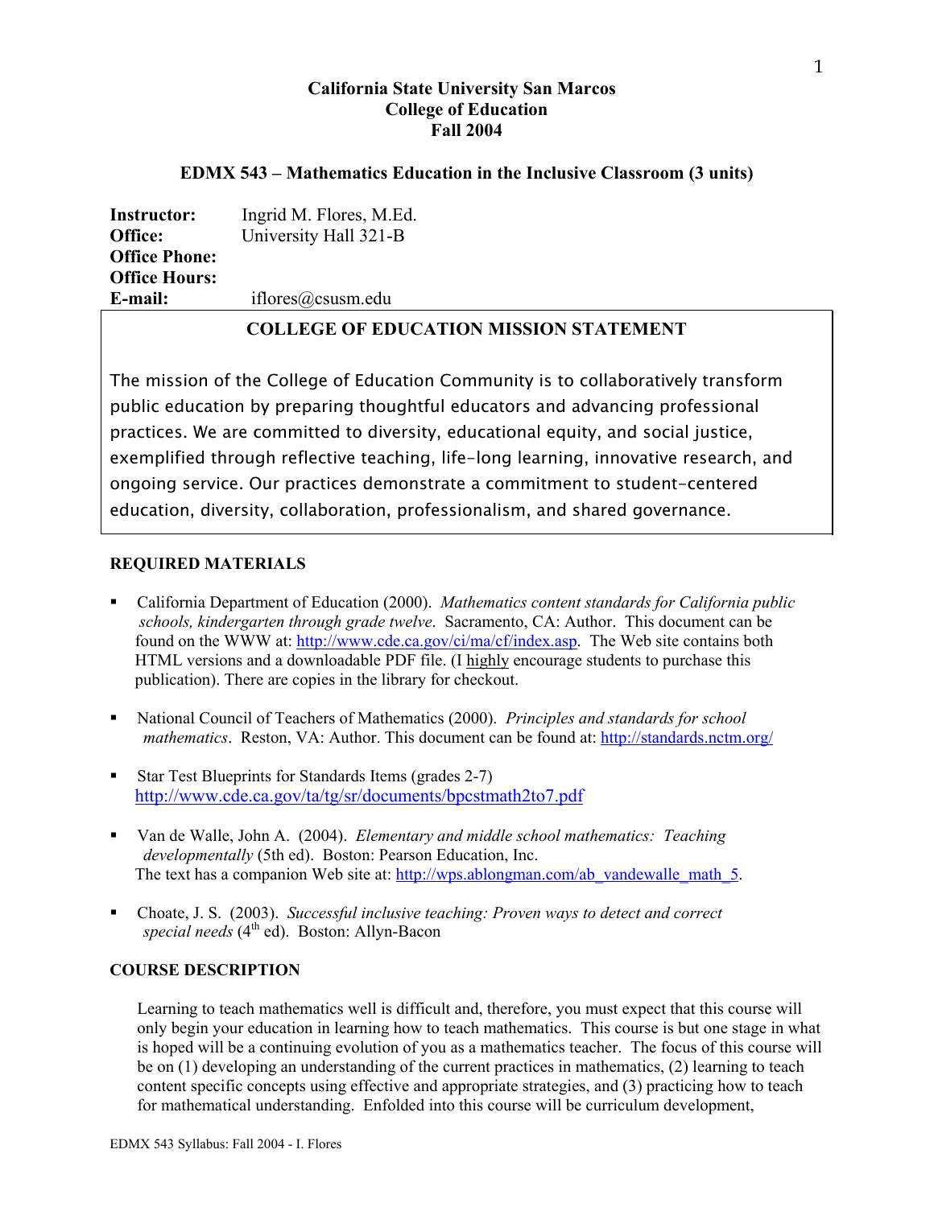**California State University San Marcos**
**College of Education**
**Fall 2004**

# EDMX 543 – Mathematics Education in the Inclusive Classroom (3 units)

**Instructor:** Ingrid M. Flores, M.Ed.
**Office:** University Hall 321-B
**Office Phone:**
**Office Hours:**
**E-mail:** iflores@csusm.edu

## COLLEGE OF EDUCATION MISSION STATEMENT

The mission of the College of Education Community is to collaboratively transform public education by preparing thoughtful educators and advancing professional practices. We are committed to diversity, educational equity, and social justice, exemplified through reflective teaching, life-long learning, innovative research, and ongoing service. Our practices demonstrate a commitment to student-centered education, diversity, collaboration, professionalism, and shared governance.

## REQUIRED MATERIALS

- California Department of Education (2000). *Mathematics content standards for California public schools, kindergarten through grade twelve*. Sacramento, CA: Author. This document can be found on the WWW at: http://www.cde.ca.gov/ci/ma/cf/index.asp. The Web site contains both HTML versions and a downloadable PDF file. (I highly encourage students to purchase this publication). There are copies in the library for checkout.
- National Council of Teachers of Mathematics (2000). *Principles and standards for school mathematics*. Reston, VA: Author. This document can be found at: http://standards.nctm.org/
- Star Test Blueprints for Standards Items (grades 2-7) http://www.cde.ca.gov/ta/tg/sr/documents/bpcstmath2to7.pdf
- Van de Walle, John A. (2004). *Elementary and middle school mathematics: Teaching developmentally* (5th ed). Boston: Pearson Education, Inc. The text has a companion Web site at: http://wps.ablongman.com/ab_vandewalle_math_5.
- Choate, J. S. (2003). *Successful inclusive teaching: Proven ways to detect and correct special needs* (4th ed). Boston: Allyn-Bacon

## COURSE DESCRIPTION

Learning to teach mathematics well is difficult and, therefore, you must expect that this course will only begin your education in learning how to teach mathematics. This course is but one stage in what is hoped will be a continuing evolution of you as a mathematics teacher. The focus of this course will be on (1) developing an understanding of the current practices in mathematics, (2) learning to teach content specific concepts using effective and appropriate strategies, and (3) practicing how to teach for mathematical understanding. Enfolded into this course will be curriculum development,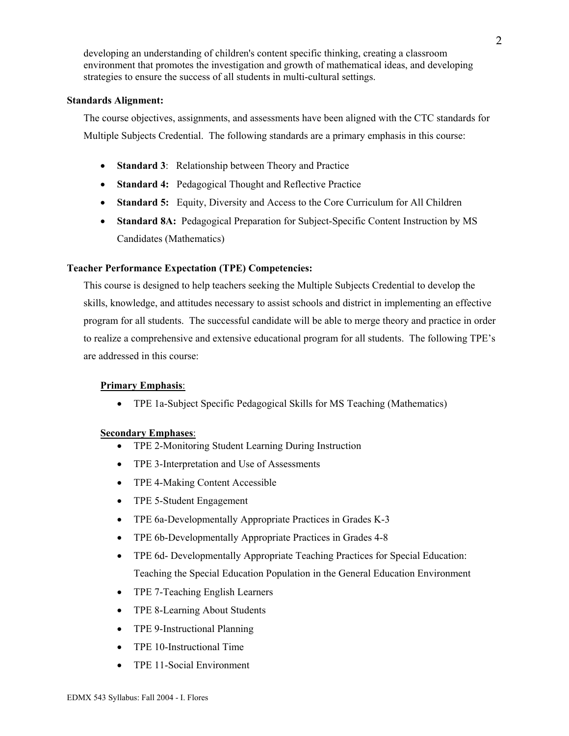developing an understanding of children's content specific thinking, creating a classroom environment that promotes the investigation and growth of mathematical ideas, and developing strategies to ensure the success of all students in multi-cultural settings.

**Standards Alignment:**

The course objectives, assignments, and assessments have been aligned with the CTC standards for Multiple Subjects Credential. The following standards are a primary emphasis in this course:

- **Standard 3**: Relationship between Theory and Practice
- **Standard 4:** Pedagogical Thought and Reflective Practice
- **Standard 5:** Equity, Diversity and Access to the Core Curriculum for All Children
- **Standard 8A:** Pedagogical Preparation for Subject-Specific Content Instruction by MS Candidates (Mathematics)

**Teacher Performance Expectation (TPE) Competencies:**

This course is designed to help teachers seeking the Multiple Subjects Credential to develop the skills, knowledge, and attitudes necessary to assist schools and district in implementing an effective program for all students. The successful candidate will be able to merge theory and practice in order to realize a comprehensive and extensive educational program for all students. The following TPE's are addressed in this course:

**Primary Emphasis**:

- TPE 1a-Subject Specific Pedagogical Skills for MS Teaching (Mathematics)

**Secondary Emphases**:

- TPE 2-Monitoring Student Learning During Instruction
- TPE 3-Interpretation and Use of Assessments
- TPE 4-Making Content Accessible
- TPE 5-Student Engagement
- TPE 6a-Developmentally Appropriate Practices in Grades K-3
- TPE 6b-Developmentally Appropriate Practices in Grades 4-8
- TPE 6d- Developmentally Appropriate Teaching Practices for Special Education: Teaching the Special Education Population in the General Education Environment
- TPE 7-Teaching English Learners
- TPE 8-Learning About Students
- TPE 9-Instructional Planning
- TPE 10-Instructional Time
- TPE 11-Social Environment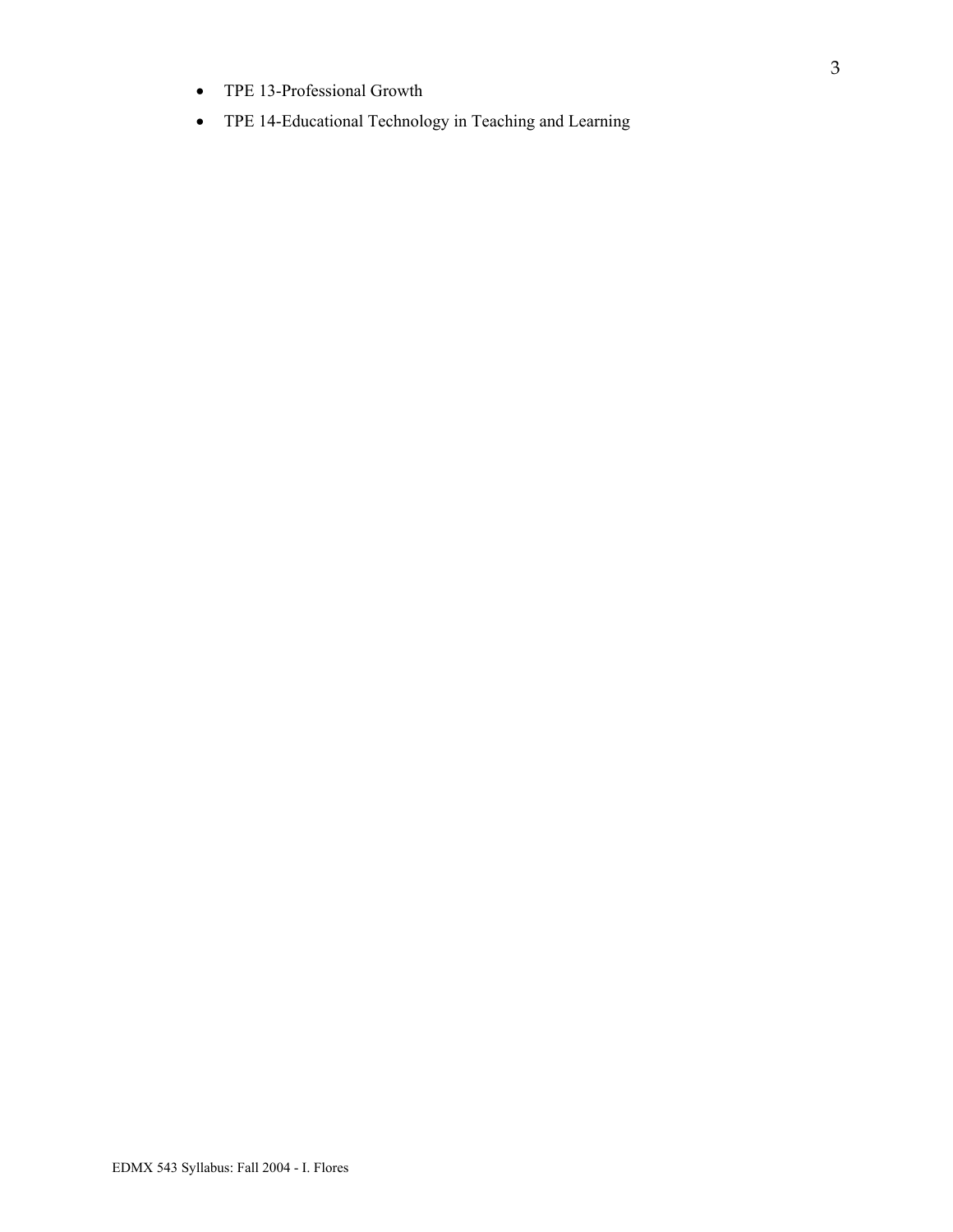- TPE 13-Professional Growth
- TPE 14-Educational Technology in Teaching and Learning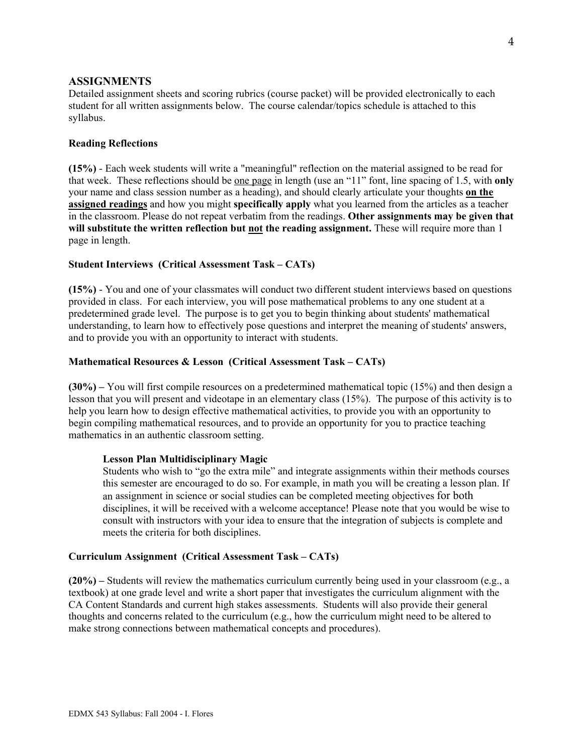## ASSIGNMENTS

Detailed assignment sheets and scoring rubrics (course packet) will be provided electronically to each student for all written assignments below. The course calendar/topics schedule is attached to this syllabus.

### Reading Reflections

**(15%)** - Each week students will write a "meaningful" reflection on the material assigned to be read for that week. These reflections should be one page in length (use an "11" font, line spacing of 1.5, with **only** your name and class session number as a heading), and should clearly articulate your thoughts **on the assigned readings** and how you might **specifically apply** what you learned from the articles as a teacher in the classroom. Please do not repeat verbatim from the readings. **Other assignments may be given that will substitute the written reflection but not the reading assignment.** These will require more than 1 page in length.

### Student Interviews (Critical Assessment Task – CATs)

**(15%)** - You and one of your classmates will conduct two different student interviews based on questions provided in class. For each interview, you will pose mathematical problems to any one student at a predetermined grade level. The purpose is to get you to begin thinking about students' mathematical understanding, to learn how to effectively pose questions and interpret the meaning of students' answers, and to provide you with an opportunity to interact with students.

### Mathematical Resources & Lesson (Critical Assessment Task – CATs)

**(30%) –** You will first compile resources on a predetermined mathematical topic (15%) and then design a lesson that you will present and videotape in an elementary class (15%). The purpose of this activity is to help you learn how to design effective mathematical activities, to provide you with an opportunity to begin compiling mathematical resources, and to provide an opportunity for you to practice teaching mathematics in an authentic classroom setting.

#### Lesson Plan Multidisciplinary Magic

Students who wish to "go the extra mile" and integrate assignments within their methods courses this semester are encouraged to do so. For example, in math you will be creating a lesson plan. If an assignment in science or social studies can be completed meeting objectives for both disciplines, it will be received with a welcome acceptance! Please note that you would be wise to consult with instructors with your idea to ensure that the integration of subjects is complete and meets the criteria for both disciplines.

### Curriculum Assignment (Critical Assessment Task – CATs)

**(20%) –** Students will review the mathematics curriculum currently being used in your classroom (e.g., a textbook) at one grade level and write a short paper that investigates the curriculum alignment with the CA Content Standards and current high stakes assessments. Students will also provide their general thoughts and concerns related to the curriculum (e.g., how the curriculum might need to be altered to make strong connections between mathematical concepts and procedures).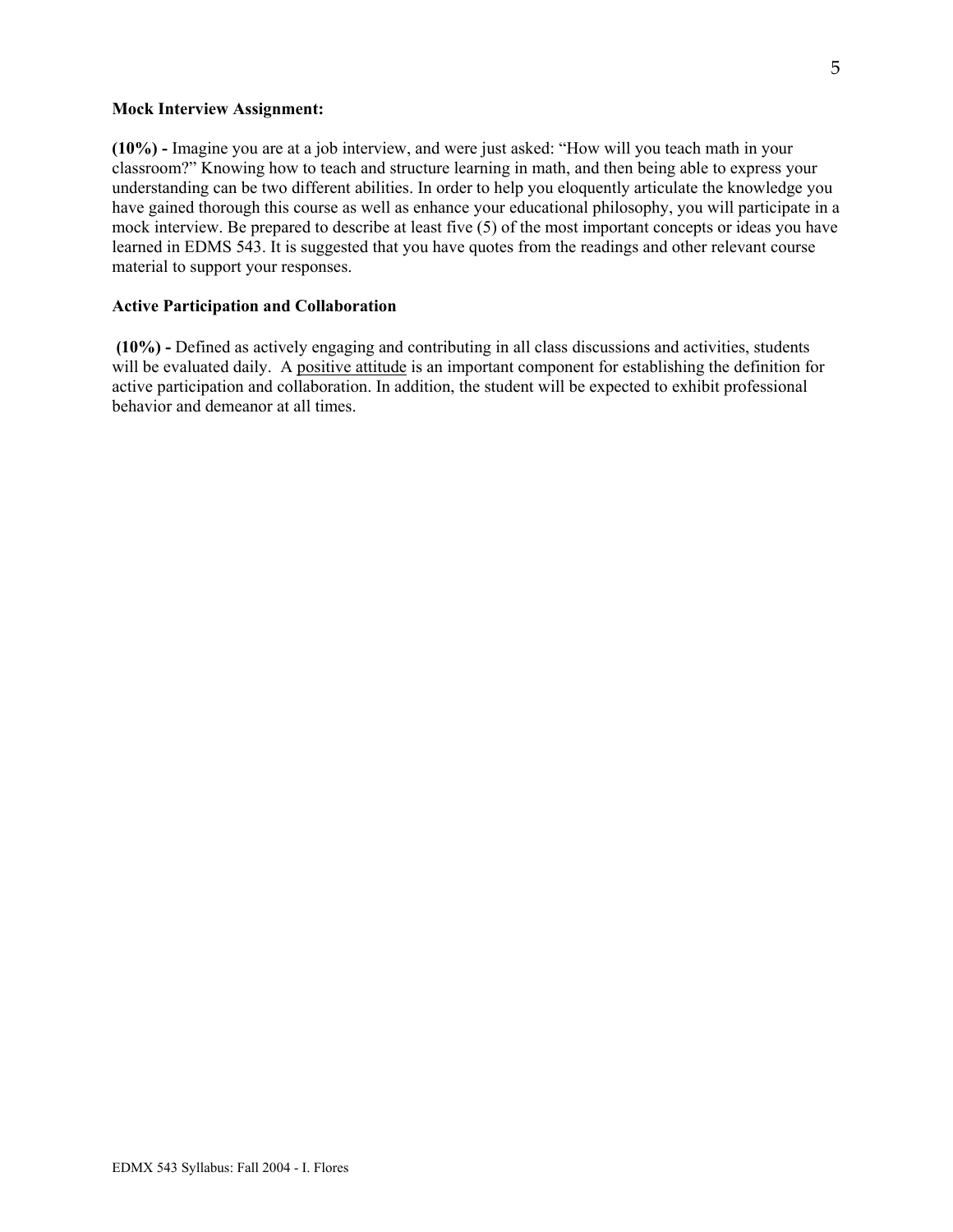**Mock Interview Assignment:**

**(10%) -** Imagine you are at a job interview, and were just asked: "How will you teach math in your classroom?" Knowing how to teach and structure learning in math, and then being able to express your understanding can be two different abilities. In order to help you eloquently articulate the knowledge you have gained thorough this course as well as enhance your educational philosophy, you will participate in a mock interview. Be prepared to describe at least five (5) of the most important concepts or ideas you have learned in EDMS 543. It is suggested that you have quotes from the readings and other relevant course material to support your responses.

**Active Participation and Collaboration**

**(10%) -** Defined as actively engaging and contributing in all class discussions and activities, students will be evaluated daily. A positive attitude is an important component for establishing the definition for active participation and collaboration. In addition, the student will be expected to exhibit professional behavior and demeanor at all times.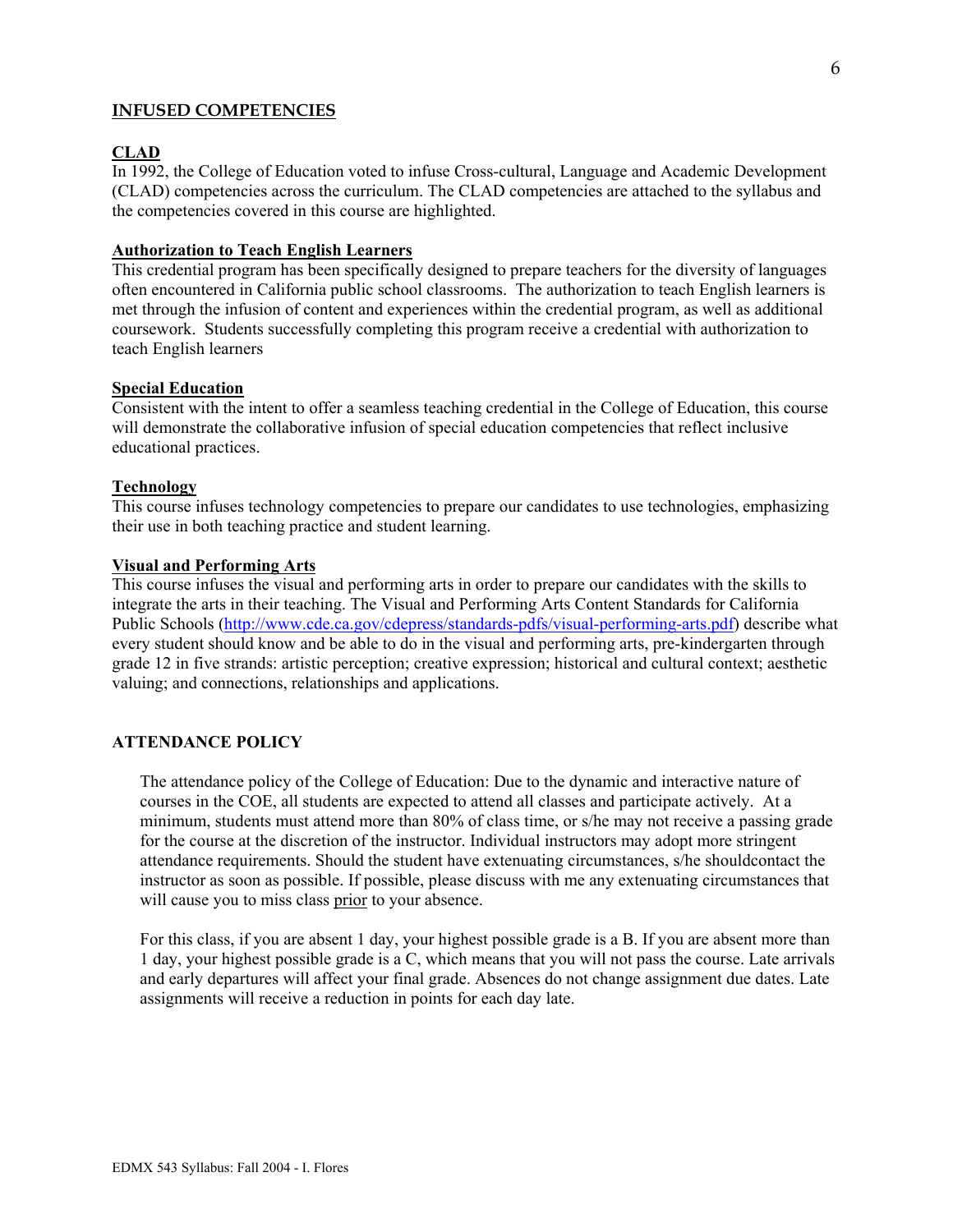## INFUSED COMPETENCIES

### CLAD

In 1992, the College of Education voted to infuse Cross-cultural, Language and Academic Development (CLAD) competencies across the curriculum. The CLAD competencies are attached to the syllabus and the competencies covered in this course are highlighted.

### Authorization to Teach English Learners

This credential program has been specifically designed to prepare teachers for the diversity of languages often encountered in California public school classrooms. The authorization to teach English learners is met through the infusion of content and experiences within the credential program, as well as additional coursework. Students successfully completing this program receive a credential with authorization to teach English learners

### Special Education

Consistent with the intent to offer a seamless teaching credential in the College of Education, this course will demonstrate the collaborative infusion of special education competencies that reflect inclusive educational practices.

### Technology

This course infuses technology competencies to prepare our candidates to use technologies, emphasizing their use in both teaching practice and student learning.

### Visual and Performing Arts

This course infuses the visual and performing arts in order to prepare our candidates with the skills to integrate the arts in their teaching. The Visual and Performing Arts Content Standards for California Public Schools (http://www.cde.ca.gov/cdepress/standards-pdfs/visual-performing-arts.pdf) describe what every student should know and be able to do in the visual and performing arts, pre-kindergarten through grade 12 in five strands: artistic perception; creative expression; historical and cultural context; aesthetic valuing; and connections, relationships and applications.

## ATTENDANCE POLICY

The attendance policy of the College of Education: Due to the dynamic and interactive nature of courses in the COE, all students are expected to attend all classes and participate actively. At a minimum, students must attend more than 80% of class time, or s/he may not receive a passing grade for the course at the discretion of the instructor. Individual instructors may adopt more stringent attendance requirements. Should the student have extenuating circumstances, s/he shouldcontact the instructor as soon as possible. If possible, please discuss with me any extenuating circumstances that will cause you to miss class prior to your absence.

For this class, if you are absent 1 day, your highest possible grade is a B. If you are absent more than 1 day, your highest possible grade is a C, which means that you will not pass the course. Late arrivals and early departures will affect your final grade. Absences do not change assignment due dates. Late assignments will receive a reduction in points for each day late.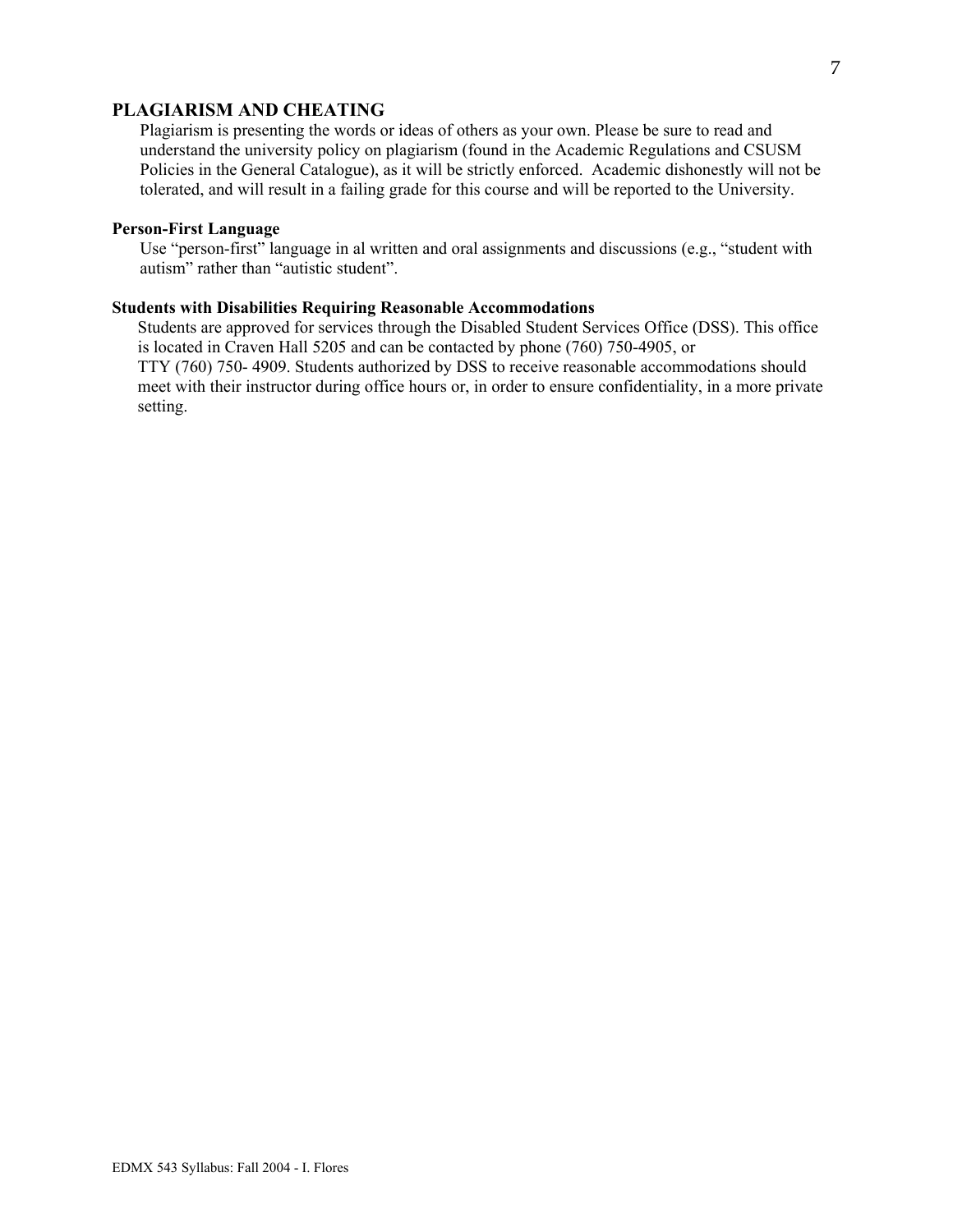## PLAGIARISM AND CHEATING

Plagiarism is presenting the words or ideas of others as your own. Please be sure to read and understand the university policy on plagiarism (found in the Academic Regulations and CSUSM Policies in the General Catalogue), as it will be strictly enforced. Academic dishonestly will not be tolerated, and will result in a failing grade for this course and will be reported to the University.

### Person-First Language

Use "person-first" language in al written and oral assignments and discussions (e.g., "student with autism" rather than "autistic student".

### Students with Disabilities Requiring Reasonable Accommodations

Students are approved for services through the Disabled Student Services Office (DSS). This office is located in Craven Hall 5205 and can be contacted by phone (760) 750-4905, or TTY (760) 750- 4909. Students authorized by DSS to receive reasonable accommodations should meet with their instructor during office hours or, in order to ensure confidentiality, in a more private setting.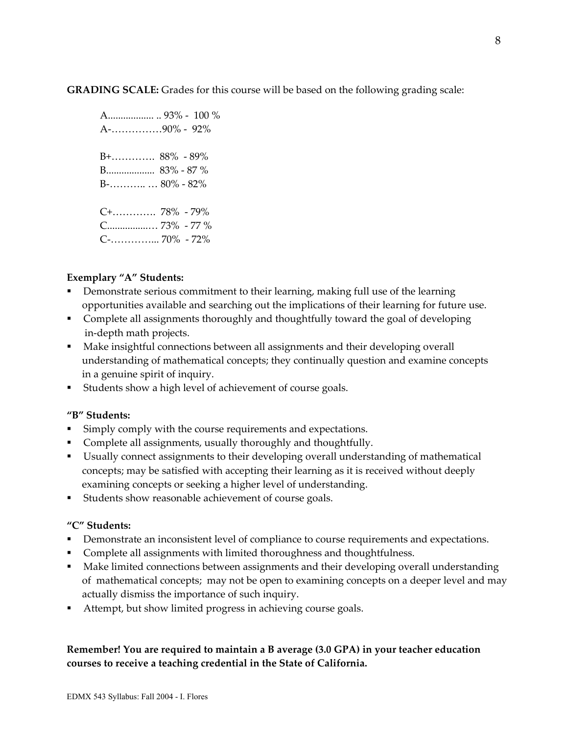**GRADING SCALE:** Grades for this course will be based on the following grading scale:

A.................. .. 93% - 100 %
A-……………90% - 92%

B+…………. 88% - 89%
B.................. 83% - 87 %
B-……….. … 80% - 82%

C+…………. 78% - 79%
C................… 73% - 77 %
C-…………... 70% - 72%

**Exemplary "A" Students:**

- Demonstrate serious commitment to their learning, making full use of the learning opportunities available and searching out the implications of their learning for future use.
- Complete all assignments thoroughly and thoughtfully toward the goal of developing in-depth math projects.
- Make insightful connections between all assignments and their developing overall understanding of mathematical concepts; they continually question and examine concepts in a genuine spirit of inquiry.
- Students show a high level of achievement of course goals.

**"B" Students:**

- Simply comply with the course requirements and expectations.
- Complete all assignments, usually thoroughly and thoughtfully.
- Usually connect assignments to their developing overall understanding of mathematical concepts; may be satisfied with accepting their learning as it is received without deeply examining concepts or seeking a higher level of understanding.
- Students show reasonable achievement of course goals.

**"C" Students:**

- Demonstrate an inconsistent level of compliance to course requirements and expectations.
- Complete all assignments with limited thoroughness and thoughtfulness.
- Make limited connections between assignments and their developing overall understanding of mathematical concepts; may not be open to examining concepts on a deeper level and may actually dismiss the importance of such inquiry.
- Attempt, but show limited progress in achieving course goals.

**Remember! You are required to maintain a B average (3.0 GPA) in your teacher education courses to receive a teaching credential in the State of California.**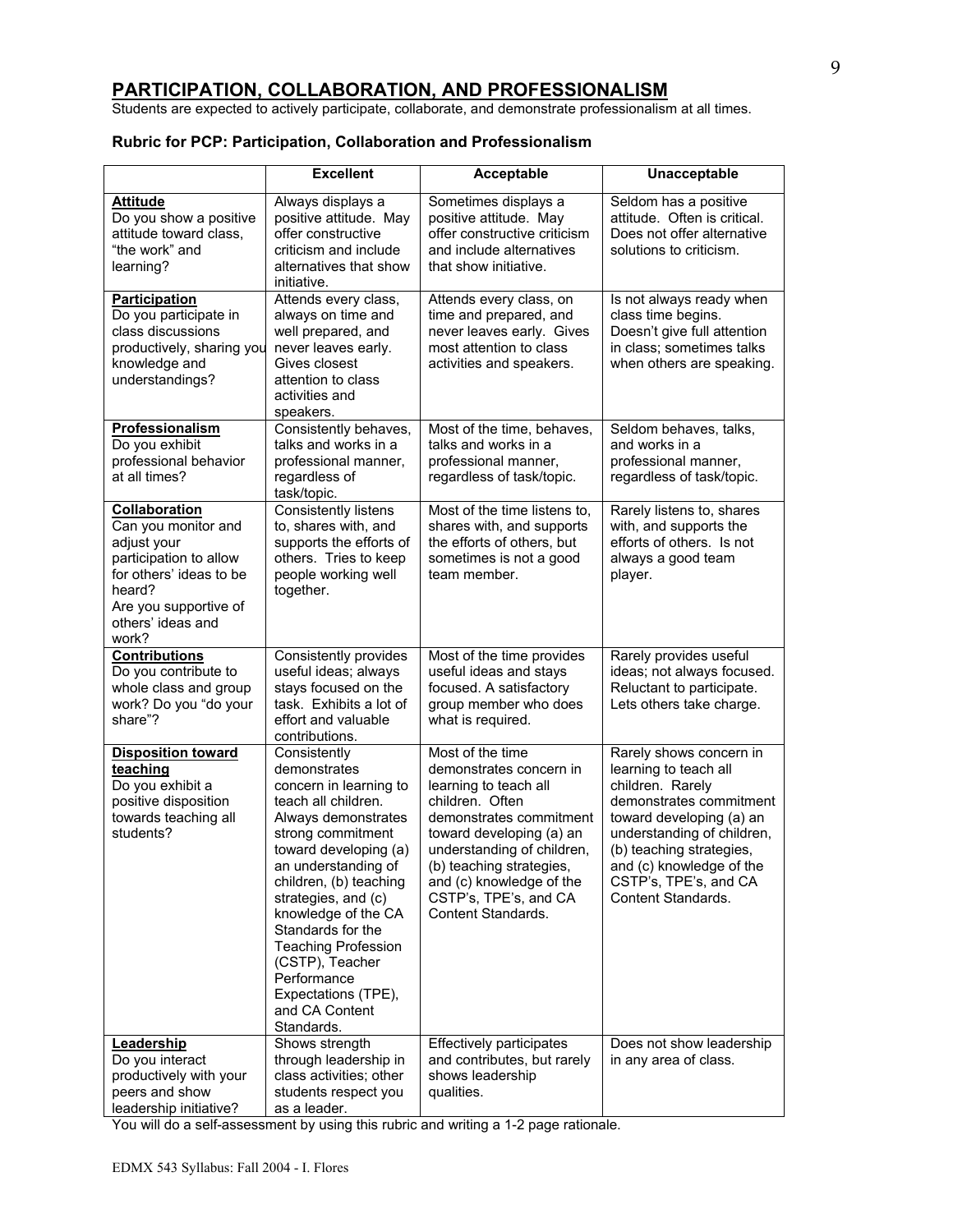## PARTICIPATION, COLLABORATION, AND PROFESSIONALISM

Students are expected to actively participate, collaborate, and demonstrate professionalism at all times.

### Rubric for PCP: Participation, Collaboration and Professionalism

| | Excellent | Acceptable | Unacceptable |
|---|---|---|---|
| **Attitude**<br>Do you show a positive attitude toward class, "the work" and learning? | Always displays a positive attitude. May offer constructive criticism and include alternatives that show initiative. | Sometimes displays a positive attitude. May offer constructive criticism and include alternatives that show initiative. | Seldom has a positive attitude. Often is critical. Does not offer alternative solutions to criticism. |
| **Participation**<br>Do you participate in class discussions productively, sharing you knowledge and understandings? | Attends every class, always on time and well prepared, and never leaves early. Gives closest attention to class activities and speakers. | Attends every class, on time and prepared, and never leaves early. Gives most attention to class activities and speakers. | Is not always ready when class time begins. Doesn't give full attention in class; sometimes talks when others are speaking. |
| **Professionalism**<br>Do you exhibit professional behavior at all times? | Consistently behaves, talks and works in a professional manner, regardless of task/topic. | Most of the time, behaves, talks and works in a professional manner, regardless of task/topic. | Seldom behaves, talks, and works in a professional manner, regardless of task/topic. |
| **Collaboration**<br>Can you monitor and adjust your participation to allow for others' ideas to be heard?<br>Are you supportive of others' ideas and work? | Consistently listens to, shares with, and supports the efforts of others. Tries to keep people working well together. | Most of the time listens to, shares with, and supports the efforts of others, but sometimes is not a good team member. | Rarely listens to, shares with, and supports the efforts of others. Is not always a good team player. |
| **Contributions**<br>Do you contribute to whole class and group work? Do you "do your share"? | Consistently provides useful ideas; always stays focused on the task. Exhibits a lot of effort and valuable contributions. | Most of the time provides useful ideas and stays focused. A satisfactory group member who does what is required. | Rarely provides useful ideas; not always focused. Reluctant to participate. Lets others take charge. |
| **Disposition toward teaching**<br>Do you exhibit a positive disposition towards teaching all students? | Consistently demonstrates concern in learning to teach all children. Always demonstrates strong commitment toward developing (a) an understanding of children, (b) teaching strategies, and (c) knowledge of the CA Standards for the Teaching Profession (CSTP), Teacher Performance Expectations (TPE), and CA Content Standards. | Most of the time demonstrates concern in learning to teach all children. Often demonstrates commitment toward developing (a) an understanding of children, (b) teaching strategies, and (c) knowledge of the CSTP's, TPE's, and CA Content Standards. | Rarely shows concern in learning to teach all children. Rarely demonstrates commitment toward developing (a) an understanding of children, (b) teaching strategies, and (c) knowledge of the CSTP's, TPE's, and CA Content Standards. |
| **Leadership**<br>Do you interact productively with your peers and show leadership initiative? | Shows strength through leadership in class activities; other students respect you as a leader. | Effectively participates and contributes, but rarely shows leadership qualities. | Does not show leadership in any area of class. |

You will do a self-assessment by using this rubric and writing a 1-2 page rationale.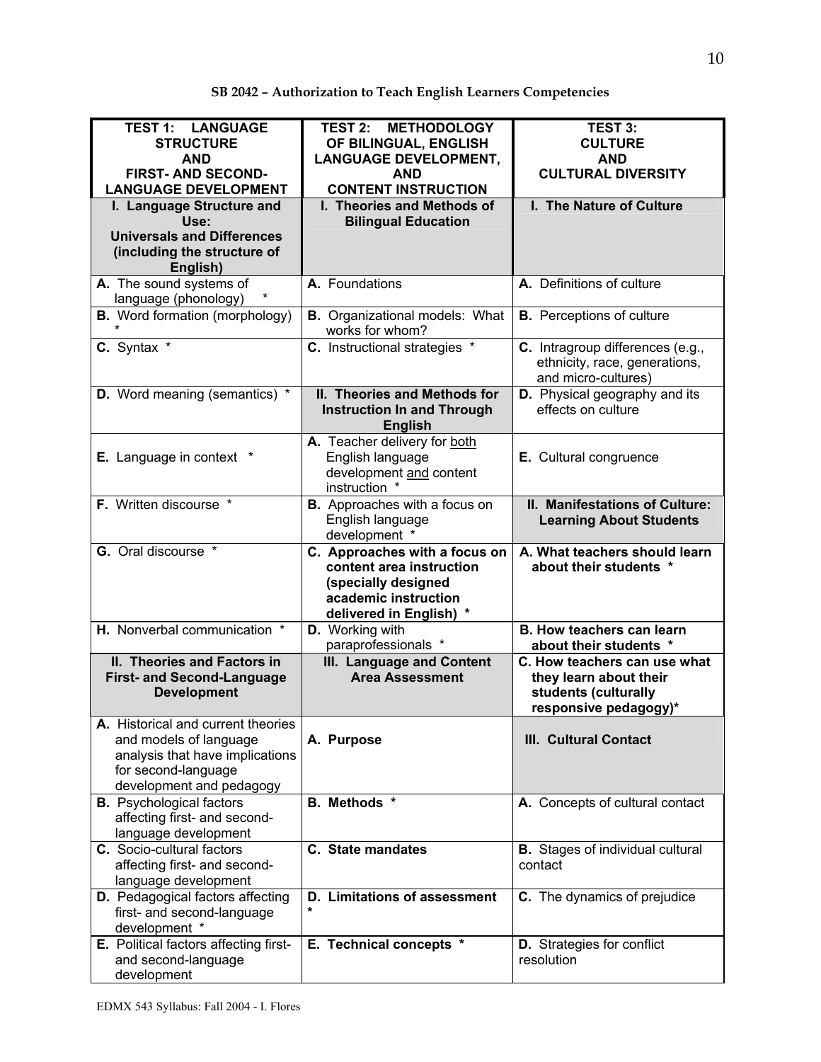**SB 2042 – Authorization to Teach English Learners Competencies**

| TEST 1: LANGUAGE STRUCTURE AND FIRST- AND SECOND-LANGUAGE DEVELOPMENT | TEST 2: METHODOLOGY OF BILINGUAL, ENGLISH LANGUAGE DEVELOPMENT, AND CONTENT INSTRUCTION | TEST 3: CULTURE AND CULTURAL DIVERSITY |
|---|---|---|
| **I. Language Structure and Use: Universals and Differences (including the structure of English)** | **I. Theories and Methods of Bilingual Education** | **I. The Nature of Culture** |
| **A.** The sound systems of language (phonology) * | **A.** Foundations | **A.** Definitions of culture |
| **B.** Word formation (morphology) * | **B.** Organizational models: What works for whom? | **B.** Perceptions of culture |
| **C.** Syntax * | **C.** Instructional strategies * | **C.** Intragroup differences (e.g., ethnicity, race, generations, and micro-cultures) |
| **D.** Word meaning (semantics) * | **II. Theories and Methods for Instruction In and Through English** | **D.** Physical geography and its effects on culture |
| **E.** Language in context * | **A.** Teacher delivery for both English language development and content instruction * | **E.** Cultural congruence |
| **F.** Written discourse * | **B.** Approaches with a focus on English language development * | **II. Manifestations of Culture: Learning About Students** |
| **G.** Oral discourse * | **C. Approaches with a focus on content area instruction (specially designed academic instruction delivered in English) *** | **A. What teachers should learn about their students *** |
| **H.** Nonverbal communication * | **D.** Working with paraprofessionals * | **B. How teachers can learn about their students *** |
| **II. Theories and Factors in First- and Second-Language Development** | **III. Language and Content Area Assessment** | **C. How teachers can use what they learn about their students (culturally responsive pedagogy)*** |
| **A.** Historical and current theories and models of language analysis that have implications for second-language development and pedagogy | **A. Purpose** | **III. Cultural Contact** |
| **B.** Psychological factors affecting first- and second-language development | **B. Methods *** | **A.** Concepts of cultural contact |
| **C.** Socio-cultural factors affecting first- and second-language development | **C. State mandates** | **B.** Stages of individual cultural contact |
| **D.** Pedagogical factors affecting first- and second-language development * | **D. Limitations of assessment *** | **C.** The dynamics of prejudice |
| **E.** Political factors affecting first- and second-language development | **E. Technical concepts *** | **D.** Strategies for conflict resolution |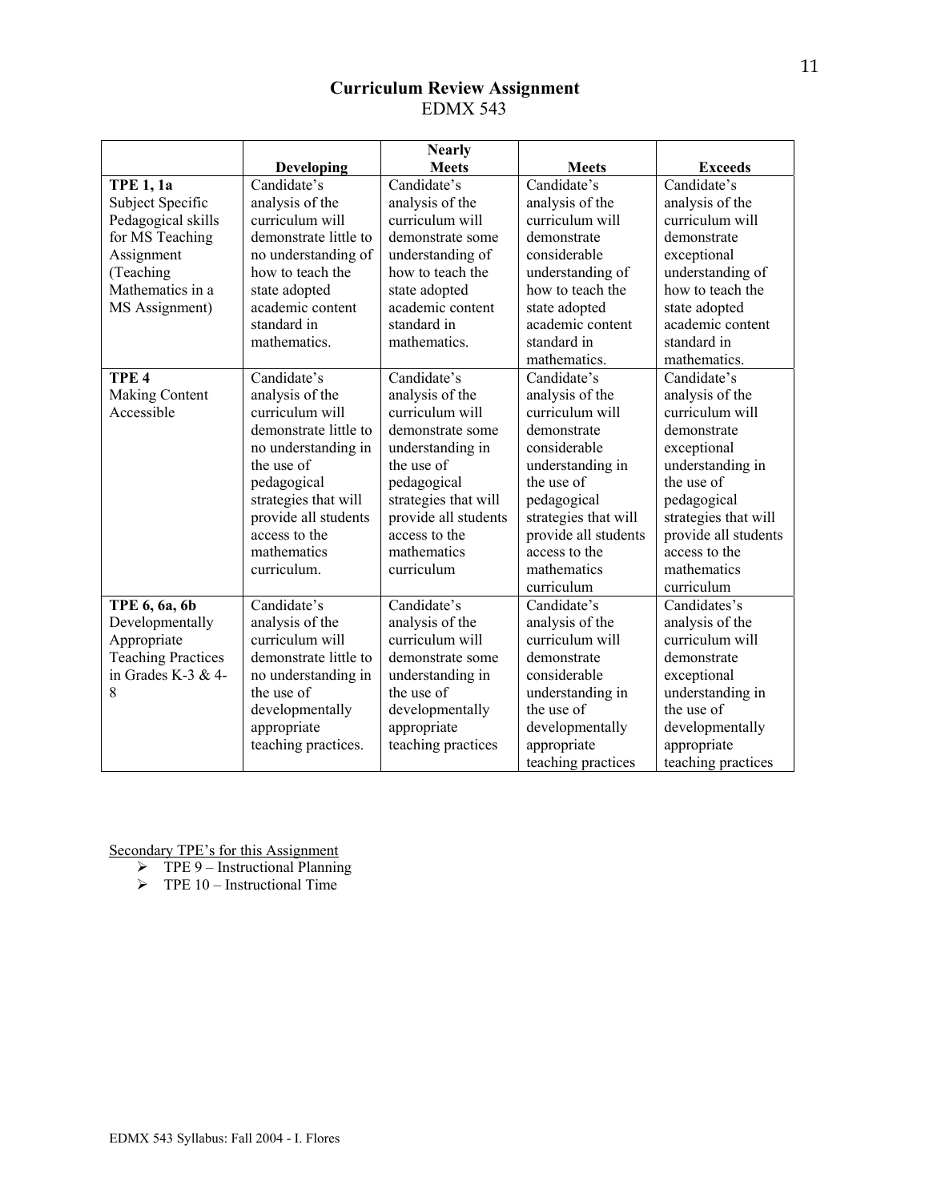# Curriculum Review Assignment

EDMX 543

| | Developing | Nearly Meets | Meets | Exceeds |
|---|---|---|---|---|
| **TPE 1, 1a** Subject Specific Pedagogical skills for MS Teaching Assignment (Teaching Mathematics in a MS Assignment) | Candidate's analysis of the curriculum will demonstrate little to no understanding of how to teach the state adopted academic content standard in mathematics. | Candidate's analysis of the curriculum will demonstrate some understanding of how to teach the state adopted academic content standard in mathematics. | Candidate's analysis of the curriculum will demonstrate considerable understanding of how to teach the state adopted academic content standard in mathematics. | Candidate's analysis of the curriculum will demonstrate exceptional understanding of how to teach the state adopted academic content standard in mathematics. |
| **TPE 4** Making Content Accessible | Candidate's analysis of the curriculum will demonstrate little to no understanding in the use of pedagogical strategies that will provide all students access to the mathematics curriculum. | Candidate's analysis of the curriculum will demonstrate some understanding in the use of pedagogical strategies that will provide all students access to the mathematics curriculum | Candidate's analysis of the curriculum will demonstrate considerable understanding in the use of pedagogical strategies that will provide all students access to the mathematics curriculum | Candidate's analysis of the curriculum will demonstrate exceptional understanding in the use of pedagogical strategies that will provide all students access to the mathematics curriculum |
| **TPE 6, 6a, 6b** Developmentally Appropriate Teaching Practices in Grades K-3 & 4-8 | Candidate's analysis of the curriculum will demonstrate little to no understanding in the use of developmentally appropriate teaching practices. | Candidate's analysis of the curriculum will demonstrate some understanding in the use of developmentally appropriate teaching practices | Candidate's analysis of the curriculum will demonstrate considerable understanding in the use of developmentally appropriate teaching practices | Candidates's analysis of the curriculum will demonstrate exceptional understanding in the use of developmentally appropriate teaching practices |

Secondary TPE's for this Assignment

- TPE 9 – Instructional Planning
- TPE 10 – Instructional Time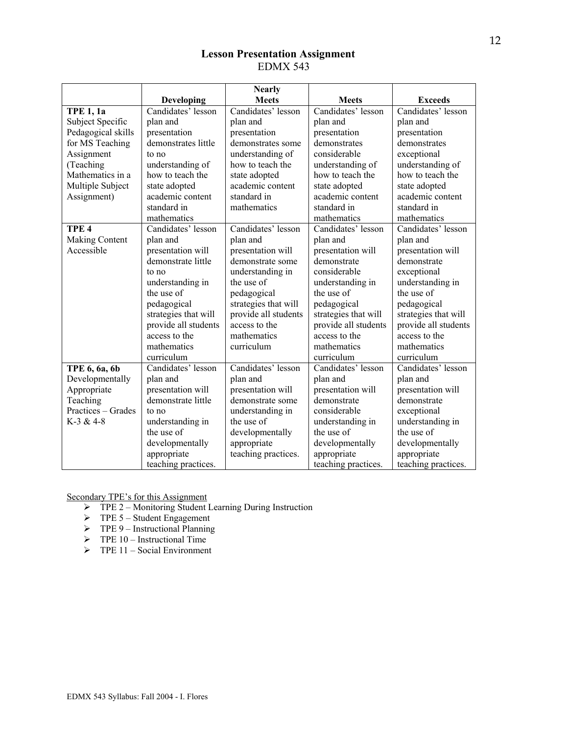# Lesson Presentation Assignment

EDMX 543

| | Developing | Nearly Meets | Meets | Exceeds |
|---|---|---|---|---|
| **TPE 1, 1a** Subject Specific Pedagogical skills for MS Teaching Assignment (Teaching Mathematics in a Multiple Subject Assignment) | Candidates' lesson plan and presentation demonstrates little to no understanding of how to teach the state adopted academic content standard in mathematics | Candidates' lesson plan and presentation demonstrates some understanding of how to teach the state adopted academic content standard in mathematics | Candidates' lesson plan and presentation demonstrates considerable understanding of how to teach the state adopted academic content standard in mathematics | Candidates' lesson plan and presentation demonstrates exceptional understanding of how to teach the state adopted academic content standard in mathematics |
| **TPE 4** Making Content Accessible | Candidates' lesson plan and presentation will demonstrate little to no understanding in the use of pedagogical strategies that will provide all students access to the mathematics curriculum | Candidates' lesson plan and presentation will demonstrate some understanding in the use of pedagogical strategies that will provide all students access to the mathematics curriculum | Candidates' lesson plan and presentation will demonstrate considerable understanding in the use of pedagogical strategies that will provide all students access to the mathematics curriculum | Candidates' lesson plan and presentation will demonstrate exceptional understanding in the use of pedagogical strategies that will provide all students access to the mathematics curriculum |
| **TPE 6, 6a, 6b** Developmentally Appropriate Teaching Practices – Grades K-3 & 4-8 | Candidates' lesson plan and presentation will demonstrate little to no understanding in the use of developmentally appropriate teaching practices. | Candidates' lesson plan and presentation will demonstrate some understanding in the use of developmentally appropriate teaching practices. | Candidates' lesson plan and presentation will demonstrate considerable understanding in the use of developmentally appropriate teaching practices. | Candidates' lesson plan and presentation will demonstrate exceptional understanding in the use of developmentally appropriate teaching practices. |

Secondary TPE's for this Assignment

- TPE 2 – Monitoring Student Learning During Instruction
- TPE 5 – Student Engagement
- TPE 9 – Instructional Planning
- TPE 10 – Instructional Time
- TPE 11 – Social Environment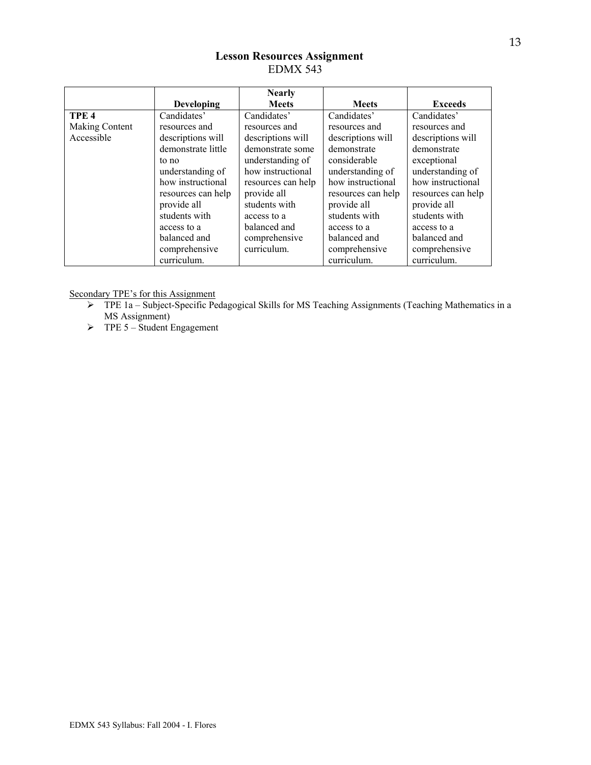## Lesson Resources Assignment
EDMX 543

| | Developing | Nearly Meets | Meets | Exceeds |
|---|---|---|---|---|
| **TPE 4** Making Content Accessible | Candidates' resources and descriptions will demonstrate little to no understanding of how instructional resources can help provide all students with access to a balanced and comprehensive curriculum. | Candidates' resources and descriptions will demonstrate some understanding of how instructional resources can help provide all students with access to a balanced and comprehensive curriculum. | Candidates' resources and descriptions will demonstrate considerable understanding of how instructional resources can help provide all students with access to a balanced and comprehensive curriculum. | Candidates' resources and descriptions will demonstrate exceptional understanding of how instructional resources can help provide all students with access to a balanced and comprehensive curriculum. |

<u>Secondary TPE's for this Assignment</u>

- TPE 1a – Subject-Specific Pedagogical Skills for MS Teaching Assignments (Teaching Mathematics in a MS Assignment)
- TPE 5 – Student Engagement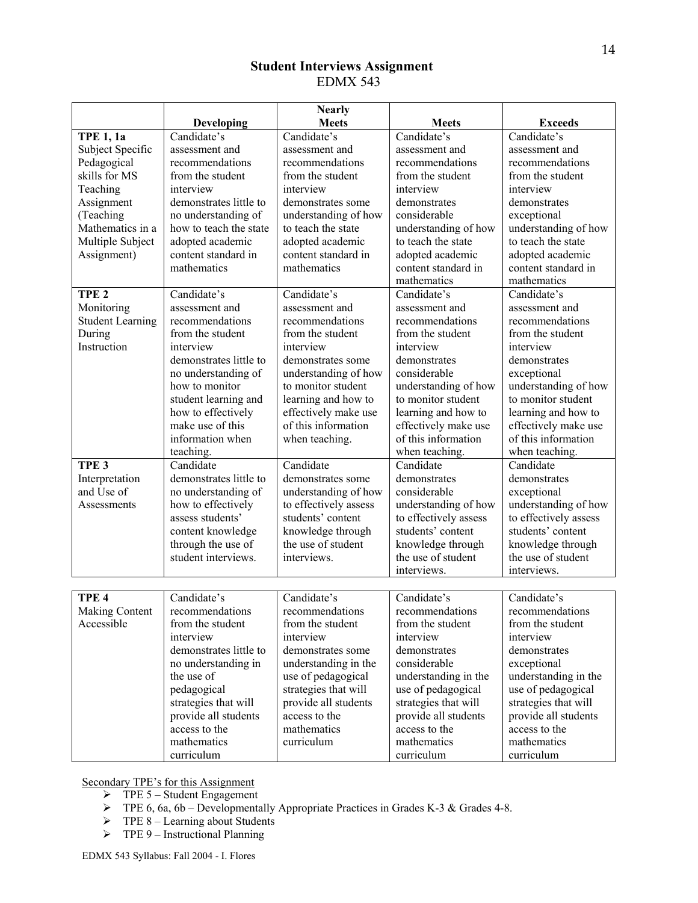## Student Interviews Assignment
EDMX 543

| | Developing | Nearly Meets | Meets | Exceeds |
|---|---|---|---|---|
| **TPE 1, 1a** Subject Specific Pedagogical skills for MS Teaching Assignment (Teaching Mathematics in a Multiple Subject Assignment) | Candidate's assessment and recommendations from the student interview demonstrates little to no understanding of how to teach the state adopted academic content standard in mathematics | Candidate's assessment and recommendations from the student interview demonstrates some understanding of how to teach the state adopted academic content standard in mathematics | Candidate's assessment and recommendations from the student interview demonstrates considerable understanding of how to teach the state adopted academic content standard in mathematics | Candidate's assessment and recommendations from the student interview demonstrates exceptional understanding of how to teach the state adopted academic content standard in mathematics |
| **TPE 2** Monitoring Student Learning During Instruction | Candidate's assessment and recommendations from the student interview demonstrates little to no understanding of how to monitor student learning and how to effectively make use of this information when teaching. | Candidate's assessment and recommendations from the student interview demonstrates some understanding of how to monitor student learning and how to effectively make use of this information when teaching. | Candidate's assessment and recommendations from the student interview demonstrates considerable understanding of how to monitor student learning and how to effectively make use of this information when teaching. | Candidate's assessment and recommendations from the student interview demonstrates exceptional understanding of how to monitor student learning and how to effectively make use of this information when teaching. |
| **TPE 3** Interpretation and Use of Assessments | Candidate demonstrates little to no understanding of how to effectively assess students' content knowledge through the use of student interviews. | Candidate demonstrates some understanding of how to effectively assess students' content knowledge through the use of student interviews. | Candidate demonstrates considerable understanding of how to effectively assess students' content knowledge through the use of student interviews. | Candidate demonstrates exceptional understanding of how to effectively assess students' content knowledge through the use of student interviews. |
| **TPE 4** Making Content Accessible | Candidate's recommendations from the student interview demonstrates little to no understanding in the use of pedagogical strategies that will provide all students access to the mathematics curriculum | Candidate's recommendations from the student interview demonstrates some understanding in the use of pedagogical strategies that will provide all students access to the mathematics curriculum | Candidate's recommendations from the student interview demonstrates considerable understanding in the use of pedagogical strategies that will provide all students access to the mathematics curriculum | Candidate's recommendations from the student interview demonstrates exceptional understanding in the use of pedagogical strategies that will provide all students access to the mathematics curriculum |

Secondary TPE's for this Assignment

- TPE 5 – Student Engagement
- TPE 6, 6a, 6b – Developmentally Appropriate Practices in Grades K-3 & Grades 4-8.
- TPE 8 – Learning about Students
- TPE 9 – Instructional Planning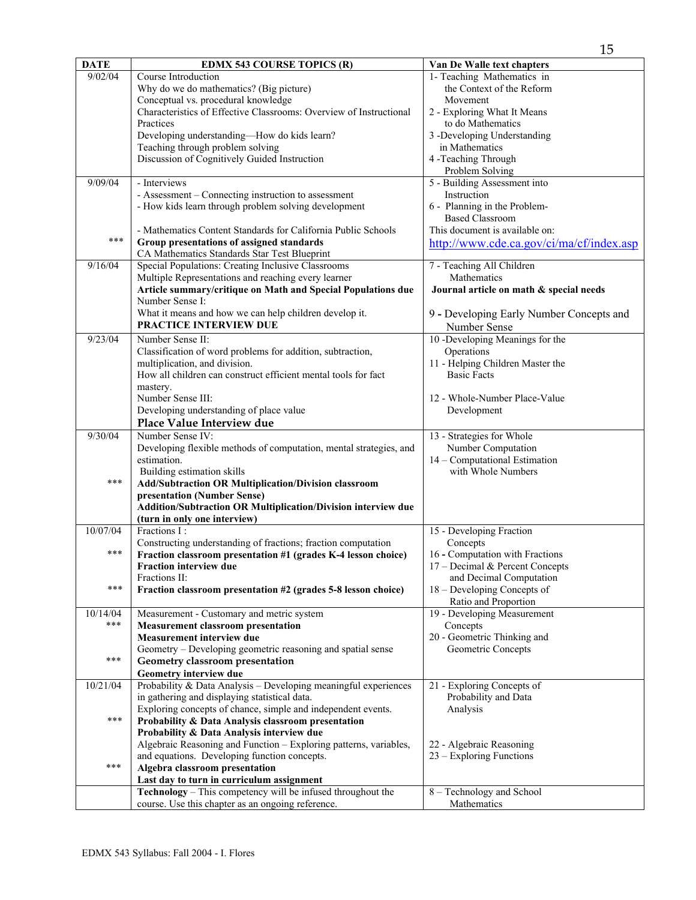| DATE | EDMX 543 COURSE TOPICS (R) | Van De Walle text chapters |
|---|---|---|
| 9/02/04 | Course Introduction<br>Why do we do mathematics? (Big picture)<br>Conceptual vs. procedural knowledge<br>Characteristics of Effective Classrooms: Overview of Instructional Practices<br>Developing understanding—How do kids learn?<br>Teaching through problem solving<br>Discussion of Cognitively Guided Instruction | 1- Teaching Mathematics in the Context of the Reform Movement<br>2 - Exploring What It Means to do Mathematics<br>3 -Developing Understanding in Mathematics<br>4 -Teaching Through Problem Solving |
| 9/09/04<br><br><br><br>*** | - Interviews<br>- Assessment – Connecting instruction to assessment<br>- How kids learn through problem solving development<br><br>- Mathematics Content Standards for California Public Schools<br>**Group presentations of assigned standards**<br>CA Mathematics Standards Star Test Blueprint | 5 - Building Assessment into Instruction<br>6 - Planning in the Problem-Based Classroom<br>This document is available on:<br>http://www.cde.ca.gov/ci/ma/cf/index.asp |
| 9/16/04 | Special Populations: Creating Inclusive Classrooms<br>Multiple Representations and reaching every learner<br>**Article summary/critique on Math and Special Populations due**<br>Number Sense I:<br>What it means and how we can help children develop it.<br>**PRACTICE INTERVIEW DUE** | 7 - Teaching All Children Mathematics<br>**Journal article on math & special needs**<br><br>9 **-** Developing Early Number Concepts and Number Sense |
| 9/23/04 | Number Sense II:<br>Classification of word problems for addition, subtraction, multiplication, and division.<br>How all children can construct efficient mental tools for fact mastery.<br>Number Sense III:<br>Developing understanding of place value<br>**Place Value Interview due** | 10 -Developing Meanings for the Operations<br>11 - Helping Children Master the Basic Facts<br><br>12 - Whole-Number Place-Value Development |
| 9/30/04<br><br><br><br>*** | Number Sense IV:<br>Developing flexible methods of computation, mental strategies, and estimation.<br>Building estimation skills<br>**Add/Subtraction OR Multiplication/Division classroom presentation (Number Sense)**<br>**Addition/Subtraction OR Multiplication/Division interview due (turn in only one interview)** | 13 - Strategies for Whole Number Computation<br>14 – Computational Estimation with Whole Numbers |
| 10/07/04<br><br>***<br><br><br>*** | Fractions I :<br>Constructing understanding of fractions; fraction computation<br>**Fraction classroom presentation #1 (grades K-4 lesson choice)**<br>**Fraction interview due**<br>Fractions II:<br>**Fraction classroom presentation #2 (grades 5-8 lesson choice)** | 15 - Developing Fraction Concepts<br>16 **-** Computation with Fractions<br>17 – Decimal & Percent Concepts and Decimal Computation<br>18 – Developing Concepts of Ratio and Proportion |
| 10/14/04<br>***<br><br><br>*** | Measurement - Customary and metric system<br>**Measurement classroom presentation**<br>**Measurement interview due**<br>Geometry – Developing geometric reasoning and spatial sense<br>**Geometry classroom presentation**<br>**Geometry interview due** | 19 - Developing Measurement Concepts<br>20 - Geometric Thinking and Geometric Concepts |
| 10/21/04<br><br><br>***<br><br><br><br>*** | Probability & Data Analysis – Developing meaningful experiences in gathering and displaying statistical data.<br>Exploring concepts of chance, simple and independent events.<br>**Probability & Data Analysis classroom presentation**<br>**Probability & Data Analysis interview due**<br>Algebraic Reasoning and Function – Exploring patterns, variables, and equations. Developing function concepts.<br>**Algebra classroom presentation**<br>**Last day to turn in curriculum assignment** | 21 - Exploring Concepts of Probability and Data Analysis<br><br><br>22 - Algebraic Reasoning<br>23 – Exploring Functions |
| | **Technology** – This competency will be infused throughout the course. Use this chapter as an ongoing reference. | 8 – Technology and School Mathematics |

EDMX 543 Syllabus: Fall 2004 - I. Flores